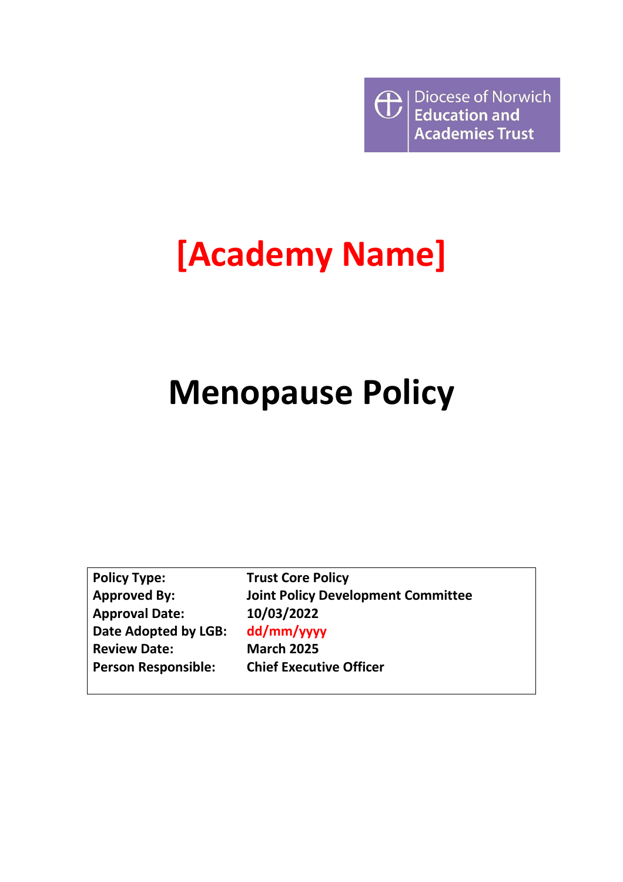Diocese of Norwich Education and Academies Trust

# [Academy Name]

# Menopause Policy

| | |
|---|---|
| **Policy Type:** | **Trust Core Policy** |
| **Approved By:** | **Joint Policy Development Committee** |
| **Approval Date:** | **10/03/2022** |
| **Date Adopted by LGB:** | **dd/mm/yyyy** |
| **Review Date:** | **March 2025** |
| **Person Responsible:** | **Chief Executive Officer** |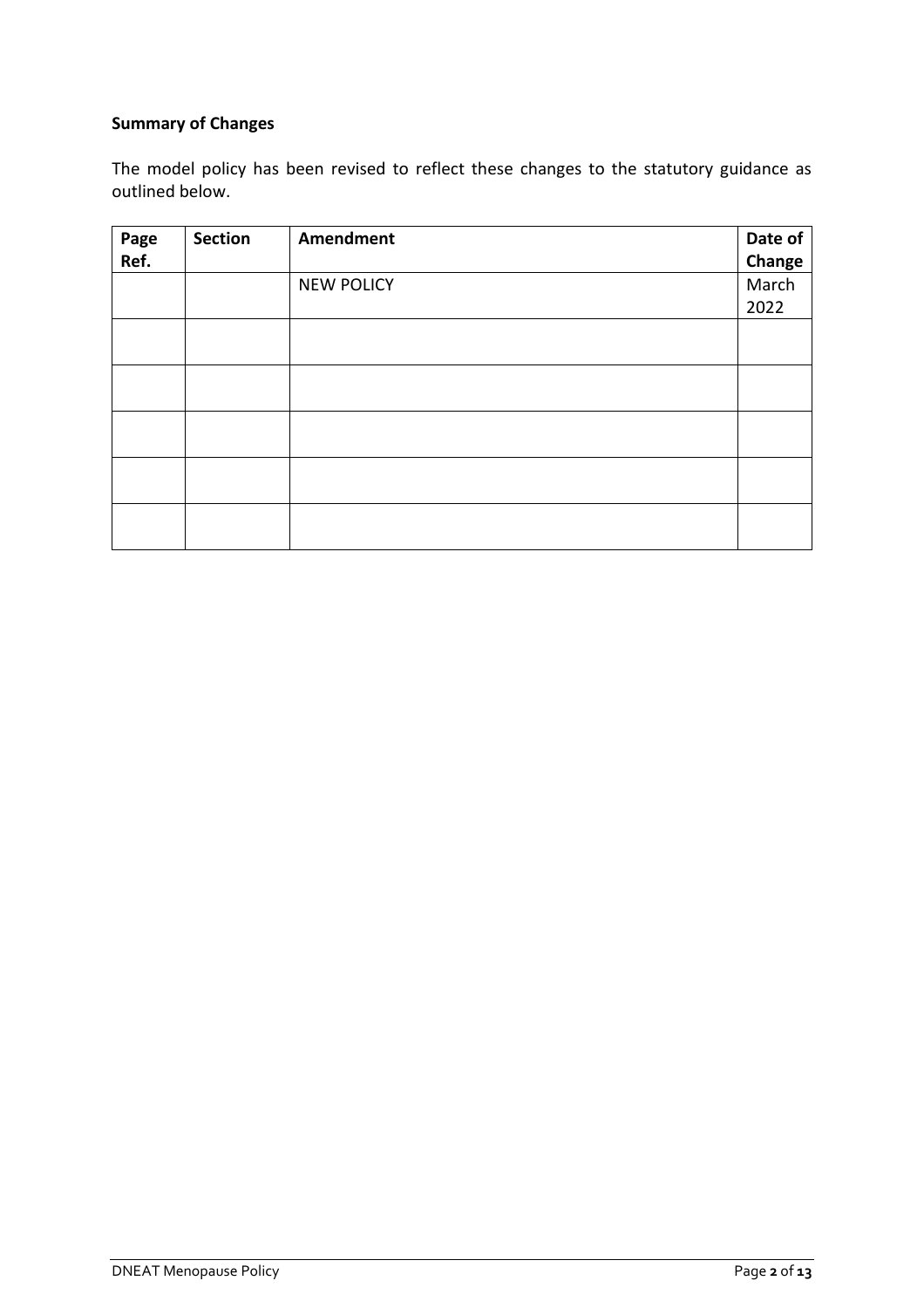**Summary of Changes**

The model policy has been revised to reflect these changes to the statutory guidance as outlined below.

| Page Ref. | Section | Amendment | Date of Change |
|---|---|---|---|
| | | NEW POLICY | March 2022 |
| | | | |
| | | | |
| | | | |
| | | | |
| | | | |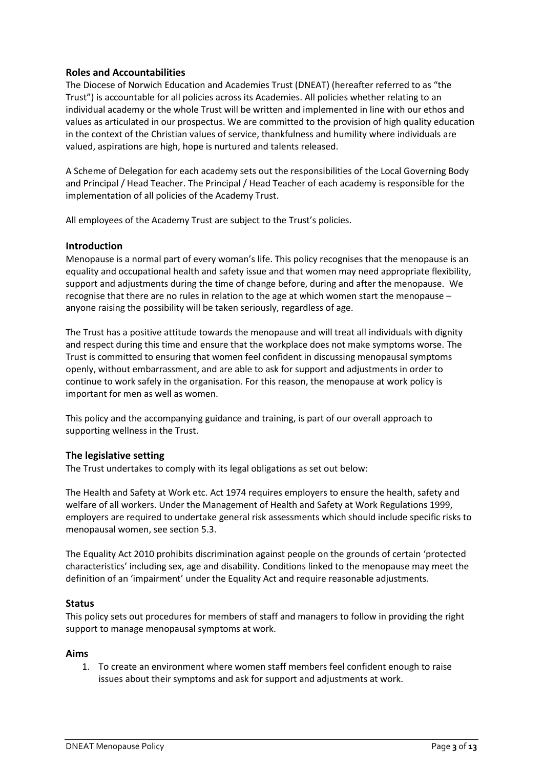## Roles and Accountabilities

The Diocese of Norwich Education and Academies Trust (DNEAT) (hereafter referred to as "the Trust") is accountable for all policies across its Academies. All policies whether relating to an individual academy or the whole Trust will be written and implemented in line with our ethos and values as articulated in our prospectus. We are committed to the provision of high quality education in the context of the Christian values of service, thankfulness and humility where individuals are valued, aspirations are high, hope is nurtured and talents released.

A Scheme of Delegation for each academy sets out the responsibilities of the Local Governing Body and Principal / Head Teacher. The Principal / Head Teacher of each academy is responsible for the implementation of all policies of the Academy Trust.

All employees of the Academy Trust are subject to the Trust's policies.

## Introduction

Menopause is a normal part of every woman's life. This policy recognises that the menopause is an equality and occupational health and safety issue and that women may need appropriate flexibility, support and adjustments during the time of change before, during and after the menopause. We recognise that there are no rules in relation to the age at which women start the menopause – anyone raising the possibility will be taken seriously, regardless of age.

The Trust has a positive attitude towards the menopause and will treat all individuals with dignity and respect during this time and ensure that the workplace does not make symptoms worse. The Trust is committed to ensuring that women feel confident in discussing menopausal symptoms openly, without embarrassment, and are able to ask for support and adjustments in order to continue to work safely in the organisation. For this reason, the menopause at work policy is important for men as well as women.

This policy and the accompanying guidance and training, is part of our overall approach to supporting wellness in the Trust.

## The legislative setting

The Trust undertakes to comply with its legal obligations as set out below:

The Health and Safety at Work etc. Act 1974 requires employers to ensure the health, safety and welfare of all workers. Under the Management of Health and Safety at Work Regulations 1999, employers are required to undertake general risk assessments which should include specific risks to menopausal women, see section 5.3.

The Equality Act 2010 prohibits discrimination against people on the grounds of certain 'protected characteristics' including sex, age and disability. Conditions linked to the menopause may meet the definition of an 'impairment' under the Equality Act and require reasonable adjustments.

## Status

This policy sets out procedures for members of staff and managers to follow in providing the right support to manage menopausal symptoms at work.

## Aims

1. To create an environment where women staff members feel confident enough to raise issues about their symptoms and ask for support and adjustments at work.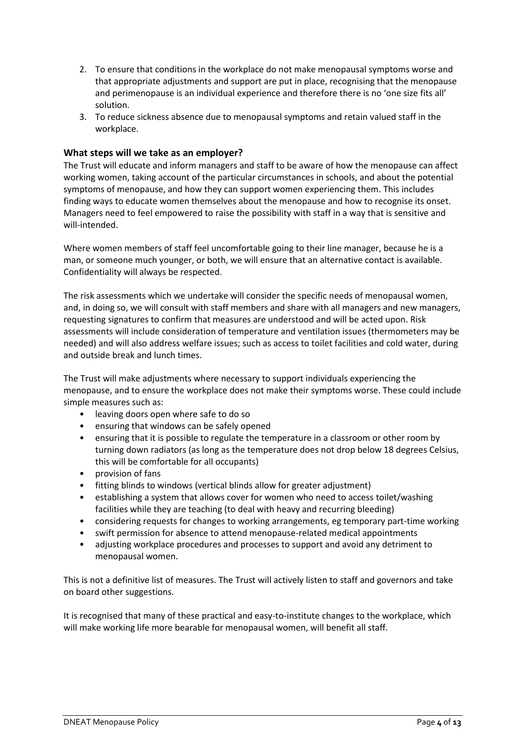2. To ensure that conditions in the workplace do not make menopausal symptoms worse and that appropriate adjustments and support are put in place, recognising that the menopause and perimenopause is an individual experience and therefore there is no 'one size fits all' solution.
3. To reduce sickness absence due to menopausal symptoms and retain valued staff in the workplace.

### What steps will we take as an employer?

The Trust will educate and inform managers and staff to be aware of how the menopause can affect working women, taking account of the particular circumstances in schools, and about the potential symptoms of menopause, and how they can support women experiencing them. This includes finding ways to educate women themselves about the menopause and how to recognise its onset. Managers need to feel empowered to raise the possibility with staff in a way that is sensitive and will-intended.

Where women members of staff feel uncomfortable going to their line manager, because he is a man, or someone much younger, or both, we will ensure that an alternative contact is available. Confidentiality will always be respected.

The risk assessments which we undertake will consider the specific needs of menopausal women, and, in doing so, we will consult with staff members and share with all managers and new managers, requesting signatures to confirm that measures are understood and will be acted upon. Risk assessments will include consideration of temperature and ventilation issues (thermometers may be needed) and will also address welfare issues; such as access to toilet facilities and cold water, during and outside break and lunch times.

The Trust will make adjustments where necessary to support individuals experiencing the menopause, and to ensure the workplace does not make their symptoms worse. These could include simple measures such as:

- leaving doors open where safe to do so
- ensuring that windows can be safely opened
- ensuring that it is possible to regulate the temperature in a classroom or other room by turning down radiators (as long as the temperature does not drop below 18 degrees Celsius, this will be comfortable for all occupants)
- provision of fans
- fitting blinds to windows (vertical blinds allow for greater adjustment)
- establishing a system that allows cover for women who need to access toilet/washing facilities while they are teaching (to deal with heavy and recurring bleeding)
- considering requests for changes to working arrangements, eg temporary part-time working
- swift permission for absence to attend menopause-related medical appointments
- adjusting workplace procedures and processes to support and avoid any detriment to menopausal women.

This is not a definitive list of measures. The Trust will actively listen to staff and governors and take on board other suggestions.

It is recognised that many of these practical and easy-to-institute changes to the workplace, which will make working life more bearable for menopausal women, will benefit all staff.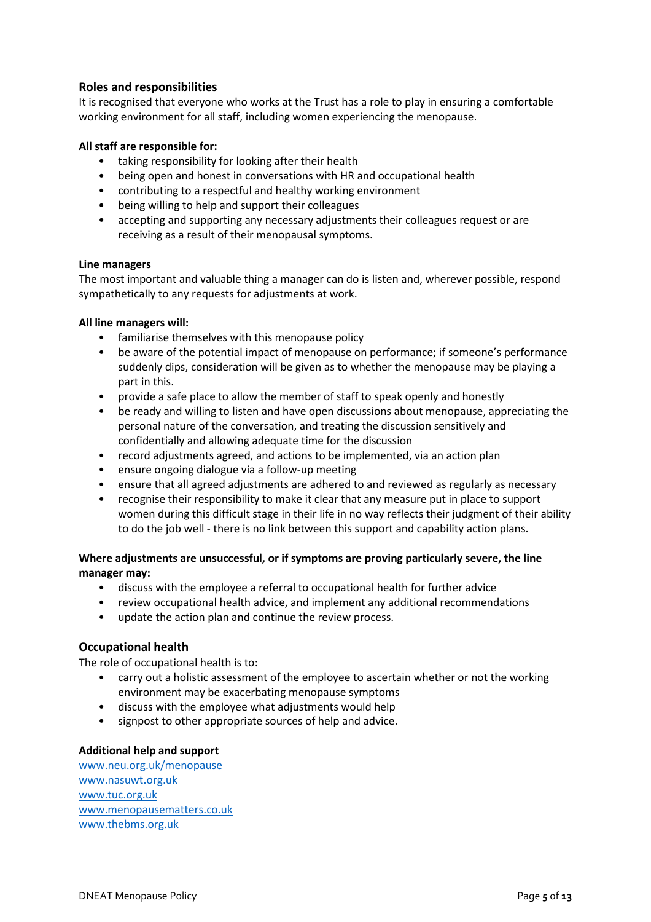## Roles and responsibilities

It is recognised that everyone who works at the Trust has a role to play in ensuring a comfortable working environment for all staff, including women experiencing the menopause.

**All staff are responsible for:**

- taking responsibility for looking after their health
- being open and honest in conversations with HR and occupational health
- contributing to a respectful and healthy working environment
- being willing to help and support their colleagues
- accepting and supporting any necessary adjustments their colleagues request or are receiving as a result of their menopausal symptoms.

**Line managers**

The most important and valuable thing a manager can do is listen and, wherever possible, respond sympathetically to any requests for adjustments at work.

**All line managers will:**

- familiarise themselves with this menopause policy
- be aware of the potential impact of menopause on performance; if someone's performance suddenly dips, consideration will be given as to whether the menopause may be playing a part in this.
- provide a safe place to allow the member of staff to speak openly and honestly
- be ready and willing to listen and have open discussions about menopause, appreciating the personal nature of the conversation, and treating the discussion sensitively and confidentially and allowing adequate time for the discussion
- record adjustments agreed, and actions to be implemented, via an action plan
- ensure ongoing dialogue via a follow-up meeting
- ensure that all agreed adjustments are adhered to and reviewed as regularly as necessary
- recognise their responsibility to make it clear that any measure put in place to support women during this difficult stage in their life in no way reflects their judgment of their ability to do the job well - there is no link between this support and capability action plans.

**Where adjustments are unsuccessful, or if symptoms are proving particularly severe, the line manager may:**

- discuss with the employee a referral to occupational health for further advice
- review occupational health advice, and implement any additional recommendations
- update the action plan and continue the review process.

## Occupational health

The role of occupational health is to:

- carry out a holistic assessment of the employee to ascertain whether or not the working environment may be exacerbating menopause symptoms
- discuss with the employee what adjustments would help
- signpost to other appropriate sources of help and advice.

**Additional help and support**

www.neu.org.uk/menopause
www.nasuwt.org.uk
www.tuc.org.uk
www.menopausematters.co.uk
www.thebms.org.uk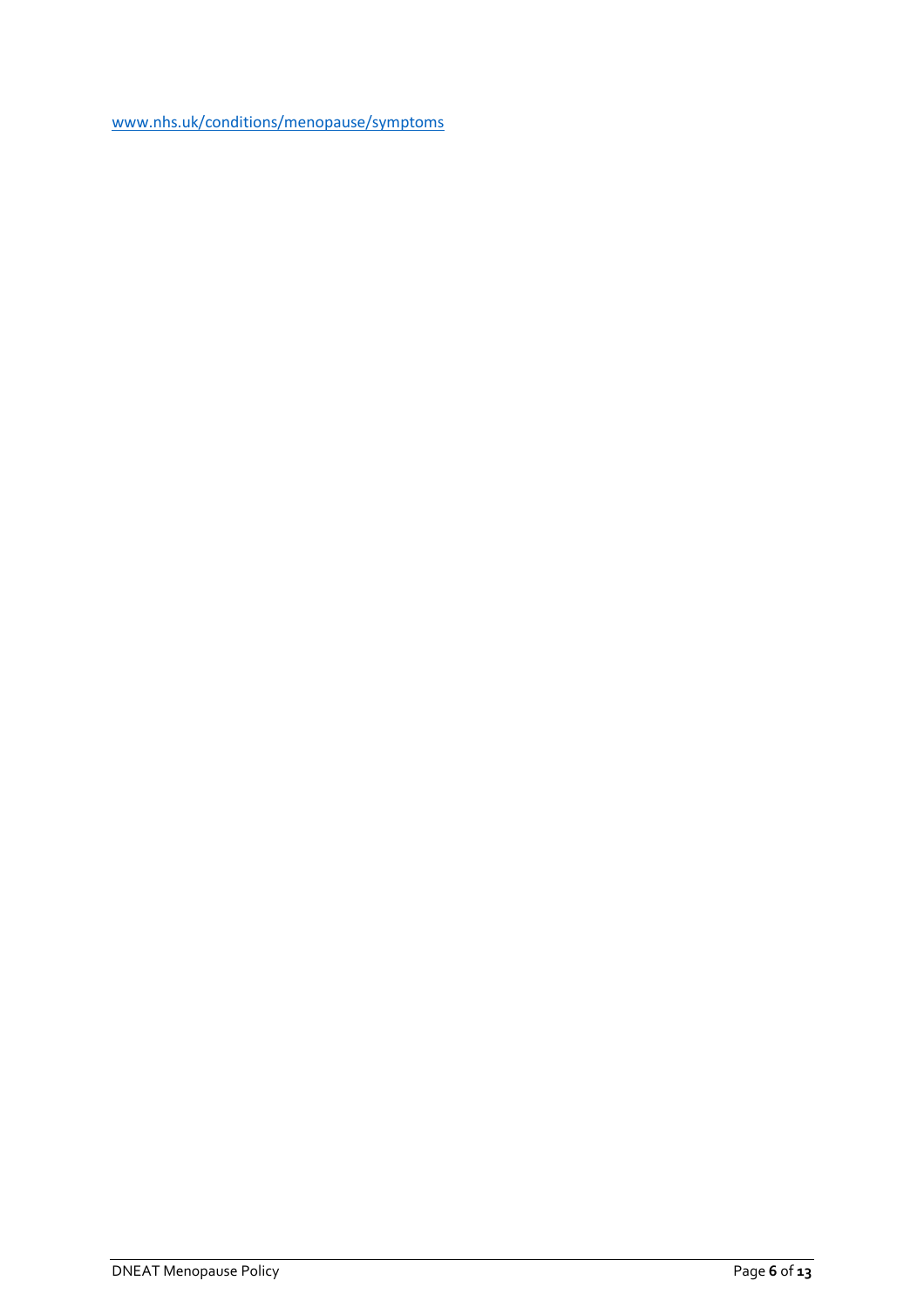[www.nhs.uk/conditions/menopause/symptoms](http://www.nhs.uk/conditions/menopause/symptoms)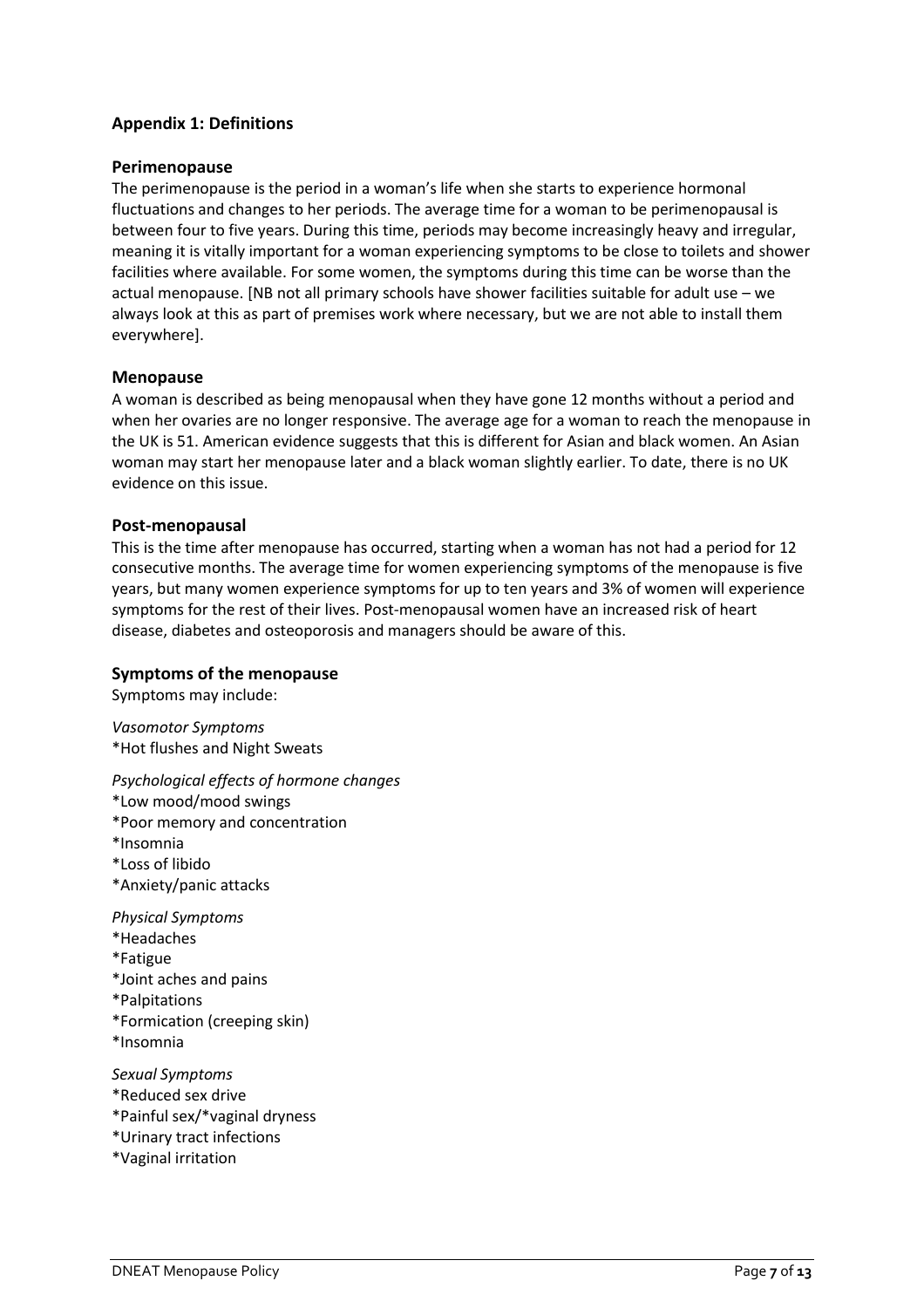## Appendix 1: Definitions

### Perimenopause

The perimenopause is the period in a woman's life when she starts to experience hormonal fluctuations and changes to her periods. The average time for a woman to be perimenopausal is between four to five years. During this time, periods may become increasingly heavy and irregular, meaning it is vitally important for a woman experiencing symptoms to be close to toilets and shower facilities where available. For some women, the symptoms during this time can be worse than the actual menopause. [NB not all primary schools have shower facilities suitable for adult use – we always look at this as part of premises work where necessary, but we are not able to install them everywhere].

### Menopause

A woman is described as being menopausal when they have gone 12 months without a period and when her ovaries are no longer responsive. The average age for a woman to reach the menopause in the UK is 51. American evidence suggests that this is different for Asian and black women. An Asian woman may start her menopause later and a black woman slightly earlier. To date, there is no UK evidence on this issue.

### Post-menopausal

This is the time after menopause has occurred, starting when a woman has not had a period for 12 consecutive months. The average time for women experiencing symptoms of the menopause is five years, but many women experience symptoms for up to ten years and 3% of women will experience symptoms for the rest of their lives. Post-menopausal women have an increased risk of heart disease, diabetes and osteoporosis and managers should be aware of this.

### Symptoms of the menopause

Symptoms may include:

*Vasomotor Symptoms*
*Hot flushes and Night Sweats

*Psychological effects of hormone changes*
*Low mood/mood swings
*Poor memory and concentration
*Insomnia
*Loss of libido
*Anxiety/panic attacks

*Physical Symptoms*
*Headaches
*Fatigue
*Joint aches and pains
*Palpitations
*Formication (creeping skin)
*Insomnia

*Sexual Symptoms*
*Reduced sex drive
*Painful sex/*vaginal dryness
*Urinary tract infections
*Vaginal irritation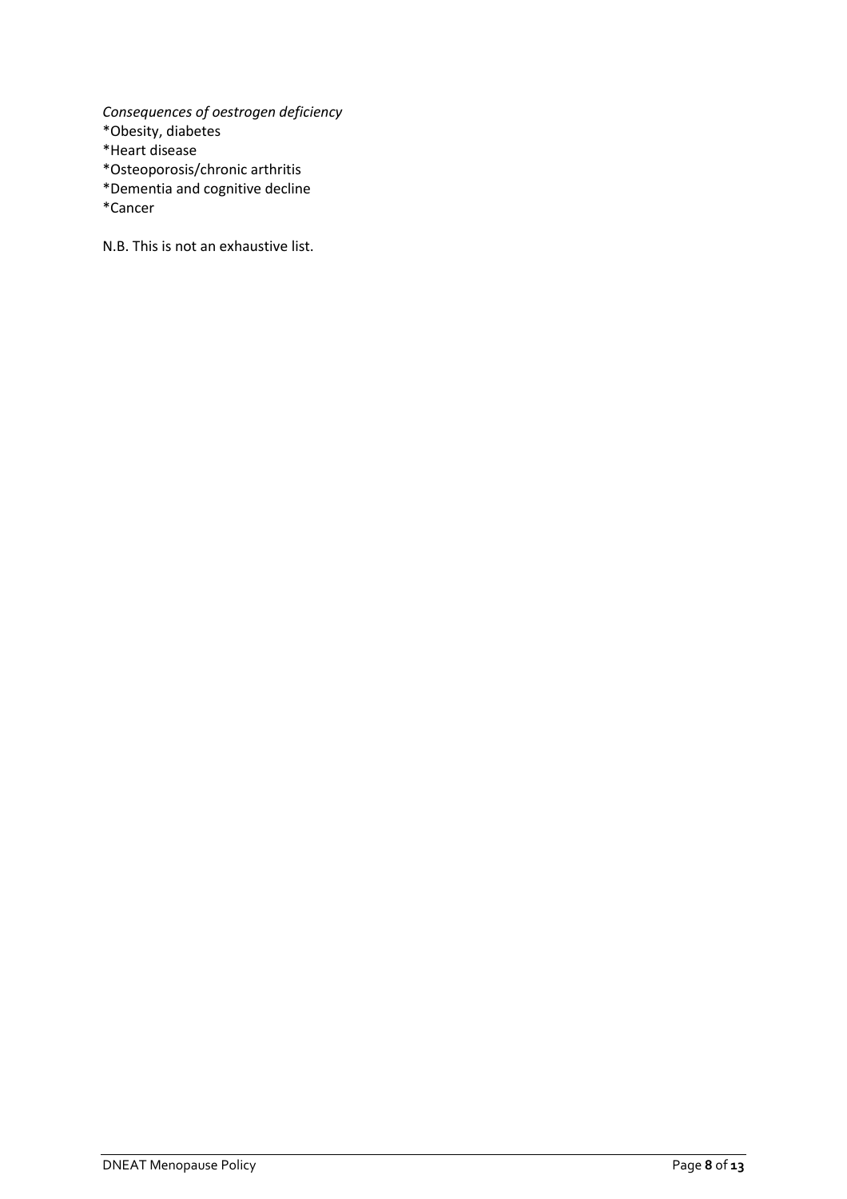*Consequences of oestrogen deficiency*
*Obesity, diabetes
*Heart disease
*Osteoporosis/chronic arthritis
*Dementia and cognitive decline
*Cancer

N.B. This is not an exhaustive list.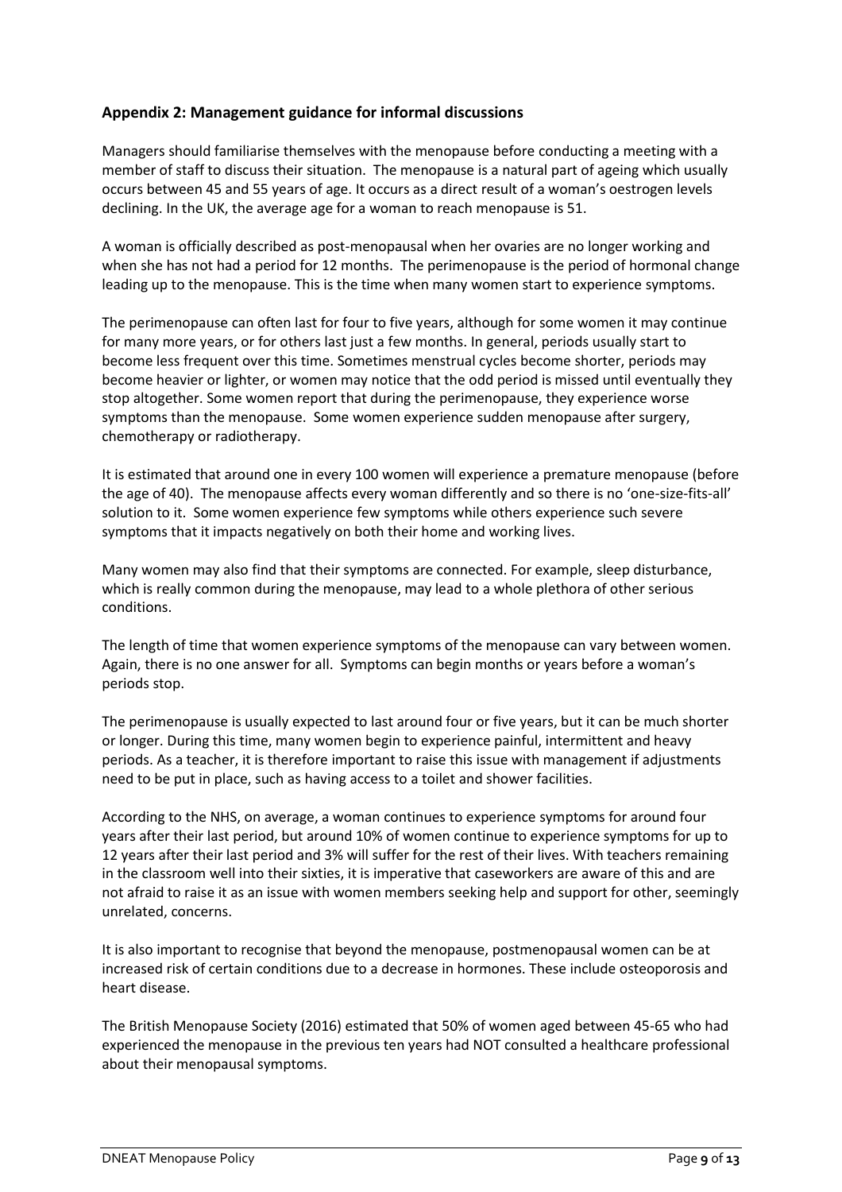## Appendix 2: Management guidance for informal discussions

Managers should familiarise themselves with the menopause before conducting a meeting with a member of staff to discuss their situation. The menopause is a natural part of ageing which usually occurs between 45 and 55 years of age. It occurs as a direct result of a woman's oestrogen levels declining. In the UK, the average age for a woman to reach menopause is 51.

A woman is officially described as post-menopausal when her ovaries are no longer working and when she has not had a period for 12 months. The perimenopause is the period of hormonal change leading up to the menopause. This is the time when many women start to experience symptoms.

The perimenopause can often last for four to five years, although for some women it may continue for many more years, or for others last just a few months. In general, periods usually start to become less frequent over this time. Sometimes menstrual cycles become shorter, periods may become heavier or lighter, or women may notice that the odd period is missed until eventually they stop altogether. Some women report that during the perimenopause, they experience worse symptoms than the menopause. Some women experience sudden menopause after surgery, chemotherapy or radiotherapy.

It is estimated that around one in every 100 women will experience a premature menopause (before the age of 40). The menopause affects every woman differently and so there is no 'one-size-fits-all' solution to it. Some women experience few symptoms while others experience such severe symptoms that it impacts negatively on both their home and working lives.

Many women may also find that their symptoms are connected. For example, sleep disturbance, which is really common during the menopause, may lead to a whole plethora of other serious conditions.

The length of time that women experience symptoms of the menopause can vary between women. Again, there is no one answer for all. Symptoms can begin months or years before a woman's periods stop.

The perimenopause is usually expected to last around four or five years, but it can be much shorter or longer. During this time, many women begin to experience painful, intermittent and heavy periods. As a teacher, it is therefore important to raise this issue with management if adjustments need to be put in place, such as having access to a toilet and shower facilities.

According to the NHS, on average, a woman continues to experience symptoms for around four years after their last period, but around 10% of women continue to experience symptoms for up to 12 years after their last period and 3% will suffer for the rest of their lives. With teachers remaining in the classroom well into their sixties, it is imperative that caseworkers are aware of this and are not afraid to raise it as an issue with women members seeking help and support for other, seemingly unrelated, concerns.

It is also important to recognise that beyond the menopause, postmenopausal women can be at increased risk of certain conditions due to a decrease in hormones. These include osteoporosis and heart disease.

The British Menopause Society (2016) estimated that 50% of women aged between 45-65 who had experienced the menopause in the previous ten years had NOT consulted a healthcare professional about their menopausal symptoms.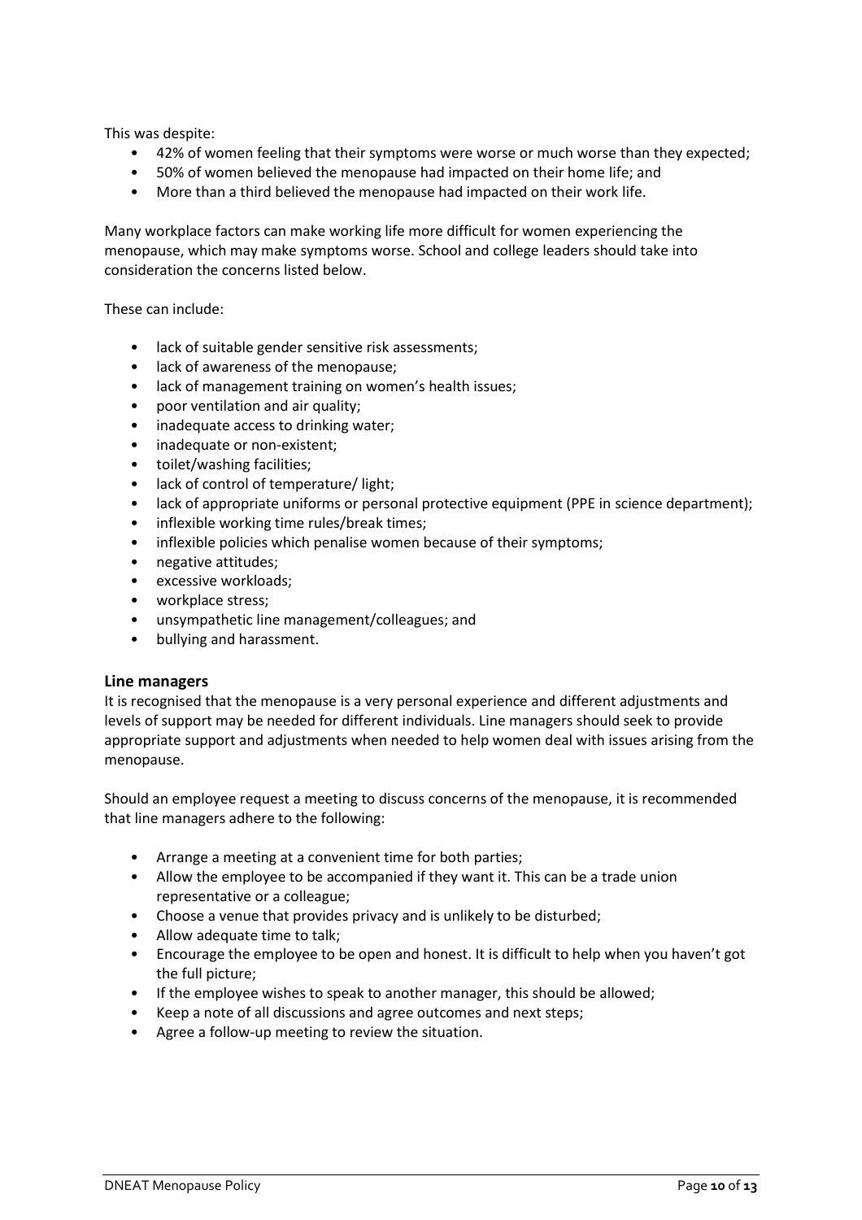This was despite:

- 42% of women feeling that their symptoms were worse or much worse than they expected;
- 50% of women believed the menopause had impacted on their home life; and
- More than a third believed the menopause had impacted on their work life.

Many workplace factors can make working life more difficult for women experiencing the menopause, which may make symptoms worse. School and college leaders should take into consideration the concerns listed below.

These can include:

- lack of suitable gender sensitive risk assessments;
- lack of awareness of the menopause;
- lack of management training on women's health issues;
- poor ventilation and air quality;
- inadequate access to drinking water;
- inadequate or non-existent;
- toilet/washing facilities;
- lack of control of temperature/ light;
- lack of appropriate uniforms or personal protective equipment (PPE in science department);
- inflexible working time rules/break times;
- inflexible policies which penalise women because of their symptoms;
- negative attitudes;
- excessive workloads;
- workplace stress;
- unsympathetic line management/colleagues; and
- bullying and harassment.

### Line managers

It is recognised that the menopause is a very personal experience and different adjustments and levels of support may be needed for different individuals. Line managers should seek to provide appropriate support and adjustments when needed to help women deal with issues arising from the menopause.

Should an employee request a meeting to discuss concerns of the menopause, it is recommended that line managers adhere to the following:

- Arrange a meeting at a convenient time for both parties;
- Allow the employee to be accompanied if they want it. This can be a trade union representative or a colleague;
- Choose a venue that provides privacy and is unlikely to be disturbed;
- Allow adequate time to talk;
- Encourage the employee to be open and honest. It is difficult to help when you haven't got the full picture;
- If the employee wishes to speak to another manager, this should be allowed;
- Keep a note of all discussions and agree outcomes and next steps;
- Agree a follow-up meeting to review the situation.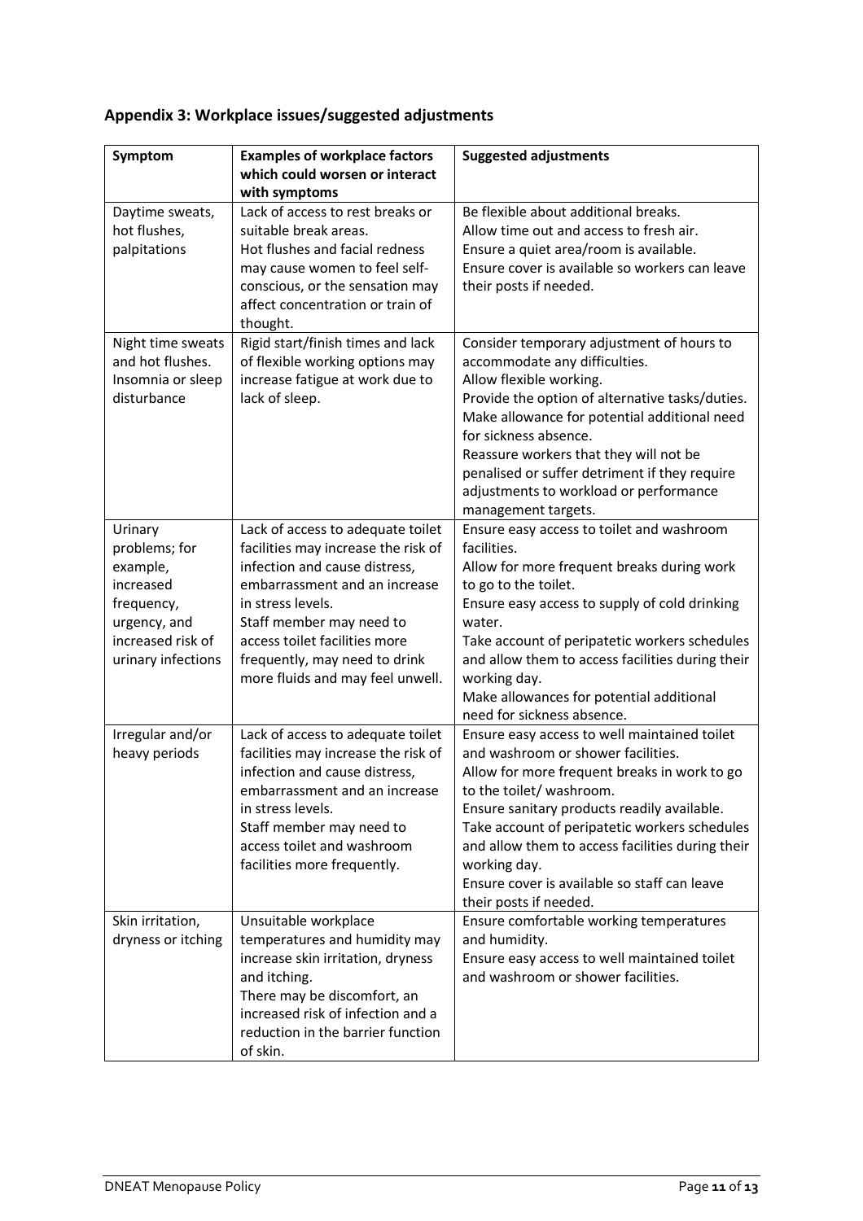## Appendix 3: Workplace issues/suggested adjustments

| Symptom | Examples of workplace factors which could worsen or interact with symptoms | Suggested adjustments |
|---|---|---|
| Daytime sweats, hot flushes, palpitations | Lack of access to rest breaks or suitable break areas.<br>Hot flushes and facial redness may cause women to feel self-conscious, or the sensation may affect concentration or train of thought. | Be flexible about additional breaks.<br>Allow time out and access to fresh air.<br>Ensure a quiet area/room is available.<br>Ensure cover is available so workers can leave their posts if needed. |
| Night time sweats and hot flushes. Insomnia or sleep disturbance | Rigid start/finish times and lack of flexible working options may increase fatigue at work due to lack of sleep. | Consider temporary adjustment of hours to accommodate any difficulties.<br>Allow flexible working.<br>Provide the option of alternative tasks/duties.<br>Make allowance for potential additional need for sickness absence.<br>Reassure workers that they will not be penalised or suffer detriment if they require adjustments to workload or performance management targets. |
| Urinary problems; for example, increased frequency, urgency, and increased risk of urinary infections | Lack of access to adequate toilet facilities may increase the risk of infection and cause distress, embarrassment and an increase in stress levels.<br>Staff member may need to access toilet facilities more frequently, may need to drink more fluids and may feel unwell. | Ensure easy access to toilet and washroom facilities.<br>Allow for more frequent breaks during work to go to the toilet.<br>Ensure easy access to supply of cold drinking water.<br>Take account of peripatetic workers schedules and allow them to access facilities during their working day.<br>Make allowances for potential additional need for sickness absence. |
| Irregular and/or heavy periods | Lack of access to adequate toilet facilities may increase the risk of infection and cause distress, embarrassment and an increase in stress levels.<br>Staff member may need to access toilet and washroom facilities more frequently. | Ensure easy access to well maintained toilet and washroom or shower facilities.<br>Allow for more frequent breaks in work to go to the toilet/ washroom.<br>Ensure sanitary products readily available.<br>Take account of peripatetic workers schedules and allow them to access facilities during their working day.<br>Ensure cover is available so staff can leave their posts if needed. |
| Skin irritation, dryness or itching | Unsuitable workplace temperatures and humidity may increase skin irritation, dryness and itching.<br>There may be discomfort, an increased risk of infection and a reduction in the barrier function of skin. | Ensure comfortable working temperatures and humidity.<br>Ensure easy access to well maintained toilet and washroom or shower facilities. |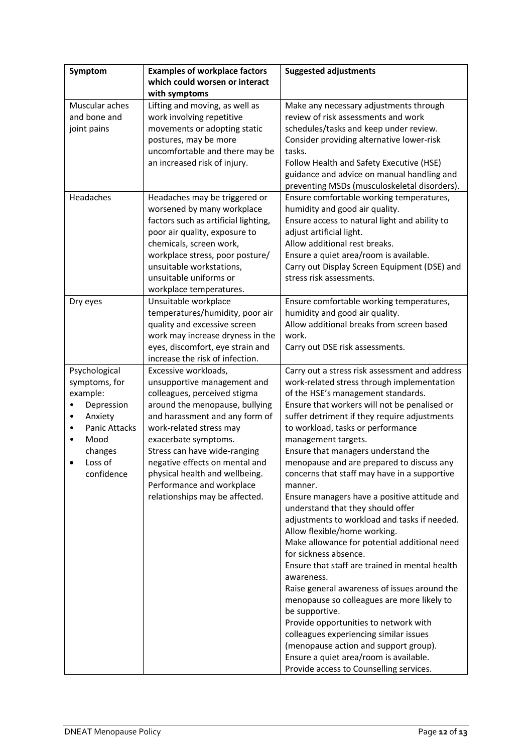| Symptom | Examples of workplace factors which could worsen or interact with symptoms | Suggested adjustments |
|---|---|---|
| Muscular aches and bone and joint pains | Lifting and moving, as well as work involving repetitive movements or adopting static postures, may be more uncomfortable and there may be an increased risk of injury. | Make any necessary adjustments through review of risk assessments and work schedules/tasks and keep under review.<br>Consider providing alternative lower-risk tasks.<br>Follow Health and Safety Executive (HSE) guidance and advice on manual handling and preventing MSDs (musculoskeletal disorders). |
| Headaches | Headaches may be triggered or worsened by many workplace factors such as artificial lighting, poor air quality, exposure to chemicals, screen work, workplace stress, poor posture/ unsuitable workstations, unsuitable uniforms or workplace temperatures. | Ensure comfortable working temperatures, humidity and good air quality.<br>Ensure access to natural light and ability to adjust artificial light.<br>Allow additional rest breaks.<br>Ensure a quiet area/room is available.<br>Carry out Display Screen Equipment (DSE) and stress risk assessments. |
| Dry eyes | Unsuitable workplace temperatures/humidity, poor air quality and excessive screen work may increase dryness in the eyes, discomfort, eye strain and increase the risk of infection. | Ensure comfortable working temperatures, humidity and good air quality.<br>Allow additional breaks from screen based work.<br>Carry out DSE risk assessments. |
| Psychological symptoms, for example:<br>• Depression<br>• Anxiety<br>• Panic Attacks<br>• Mood changes<br>• Loss of confidence | Excessive workloads, unsupportive management and colleagues, perceived stigma around the menopause, bullying and harassment and any form of work-related stress may exacerbate symptoms.<br>Stress can have wide-ranging negative effects on mental and physical health and wellbeing. Performance and workplace relationships may be affected. | Carry out a stress risk assessment and address work-related stress through implementation of the HSE's management standards.<br>Ensure that workers will not be penalised or suffer detriment if they require adjustments to workload, tasks or performance management targets.<br>Ensure that managers understand the menopause and are prepared to discuss any concerns that staff may have in a supportive manner.<br>Ensure managers have a positive attitude and understand that they should offer adjustments to workload and tasks if needed.<br>Allow flexible/home working.<br>Make allowance for potential additional need for sickness absence.<br>Ensure that staff are trained in mental health awareness.<br>Raise general awareness of issues around the menopause so colleagues are more likely to be supportive.<br>Provide opportunities to network with colleagues experiencing similar issues (menopause action and support group).<br>Ensure a quiet area/room is available.<br>Provide access to Counselling services. |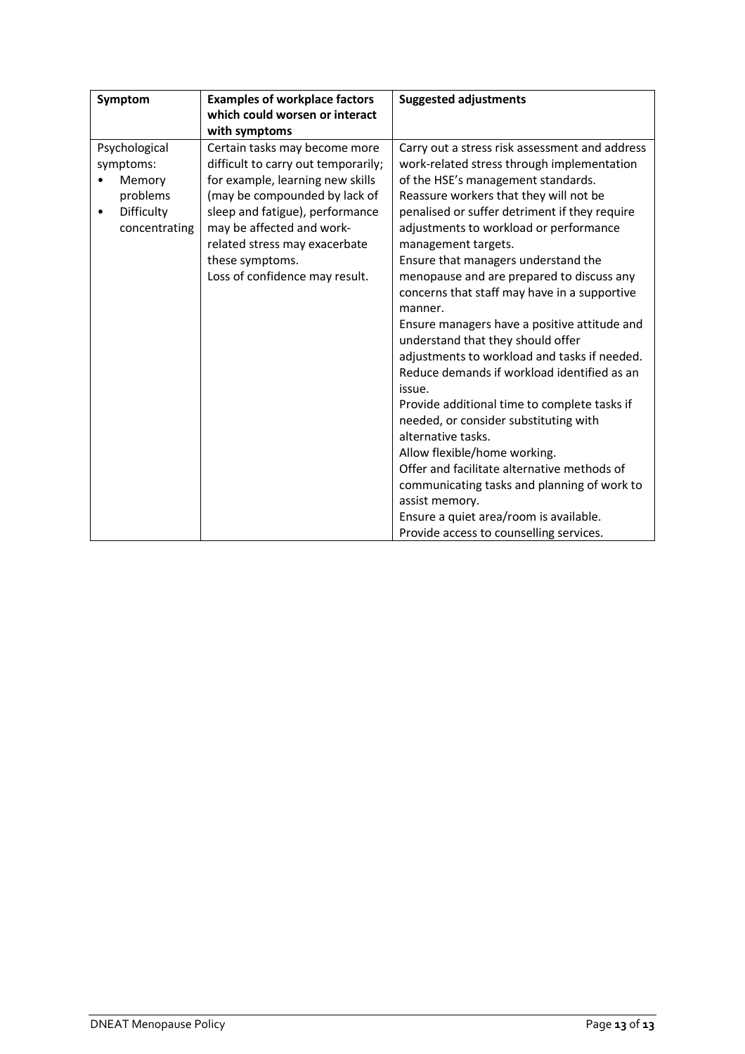| Symptom | Examples of workplace factors which could worsen or interact with symptoms | Suggested adjustments |
| --- | --- | --- |
| Psychological symptoms:<br>• Memory problems<br>• Difficulty concentrating | Certain tasks may become more difficult to carry out temporarily; for example, learning new skills (may be compounded by lack of sleep and fatigue), performance may be affected and work-related stress may exacerbate these symptoms.<br>Loss of confidence may result. | Carry out a stress risk assessment and address work-related stress through implementation of the HSE's management standards.<br>Reassure workers that they will not be penalised or suffer detriment if they require adjustments to workload or performance management targets.<br>Ensure that managers understand the menopause and are prepared to discuss any concerns that staff may have in a supportive manner.<br>Ensure managers have a positive attitude and understand that they should offer adjustments to workload and tasks if needed.<br>Reduce demands if workload identified as an issue.<br>Provide additional time to complete tasks if needed, or consider substituting with alternative tasks.<br>Allow flexible/home working.<br>Offer and facilitate alternative methods of communicating tasks and planning of work to assist memory.<br>Ensure a quiet area/room is available.<br>Provide access to counselling services. |